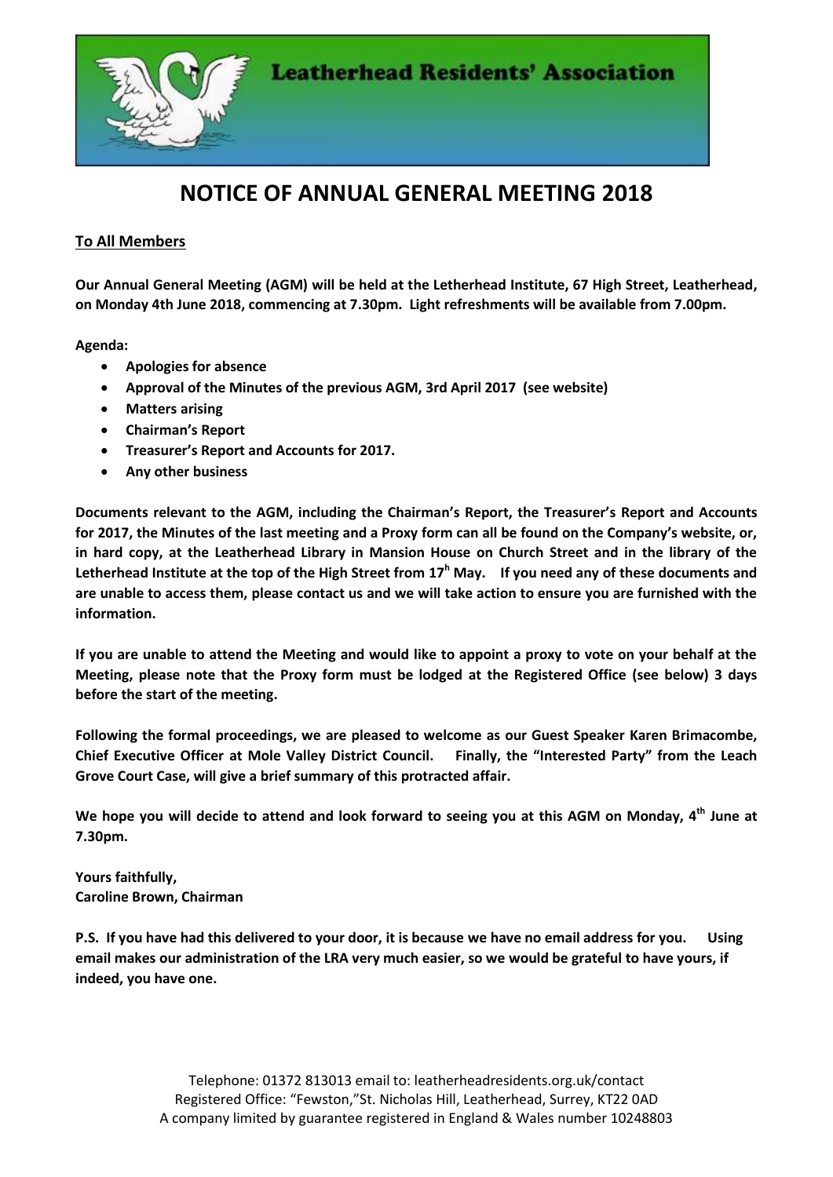Leatherhead Residents' Association

# NOTICE OF ANNUAL GENERAL MEETING 2018

**To All Members**

**Our Annual General Meeting (AGM) will be held at the Letherhead Institute, 67 High Street, Leatherhead, on Monday 4th June 2018, commencing at 7.30pm. Light refreshments will be available from 7.00pm.**

**Agenda:**

- **Apologies for absence**
- **Approval of the Minutes of the previous AGM, 3rd April 2017 (see website)**
- **Matters arising**
- **Chairman's Report**
- **Treasurer's Report and Accounts for 2017.**
- **Any other business**

**Documents relevant to the AGM, including the Chairman's Report, the Treasurer's Report and Accounts for 2017, the Minutes of the last meeting and a Proxy form can all be found on the Company's website, or, in hard copy, at the Leatherhead Library in Mansion House on Church Street and in the library of the Letherhead Institute at the top of the High Street from 17h May. If you need any of these documents and are unable to access them, please contact us and we will take action to ensure you are furnished with the information.**

**If you are unable to attend the Meeting and would like to appoint a proxy to vote on your behalf at the Meeting, please note that the Proxy form must be lodged at the Registered Office (see below) 3 days before the start of the meeting.**

**Following the formal proceedings, we are pleased to welcome as our Guest Speaker Karen Brimacombe, Chief Executive Officer at Mole Valley District Council. Finally, the "Interested Party" from the Leach Grove Court Case, will give a brief summary of this protracted affair.**

**We hope you will decide to attend and look forward to seeing you at this AGM on Monday, 4th June at 7.30pm.**

**Yours faithfully,**
**Caroline Brown, Chairman**

**P.S. If you have had this delivered to your door, it is because we have no email address for you. Using email makes our administration of the LRA very much easier, so we would be grateful to have yours, if indeed, you have one.**

Telephone: 01372 813013 email to: leatherheadresidents.org.uk/contact
Registered Office: "Fewston,"St. Nicholas Hill, Leatherhead, Surrey, KT22 0AD
A company limited by guarantee registered in England & Wales number 10248803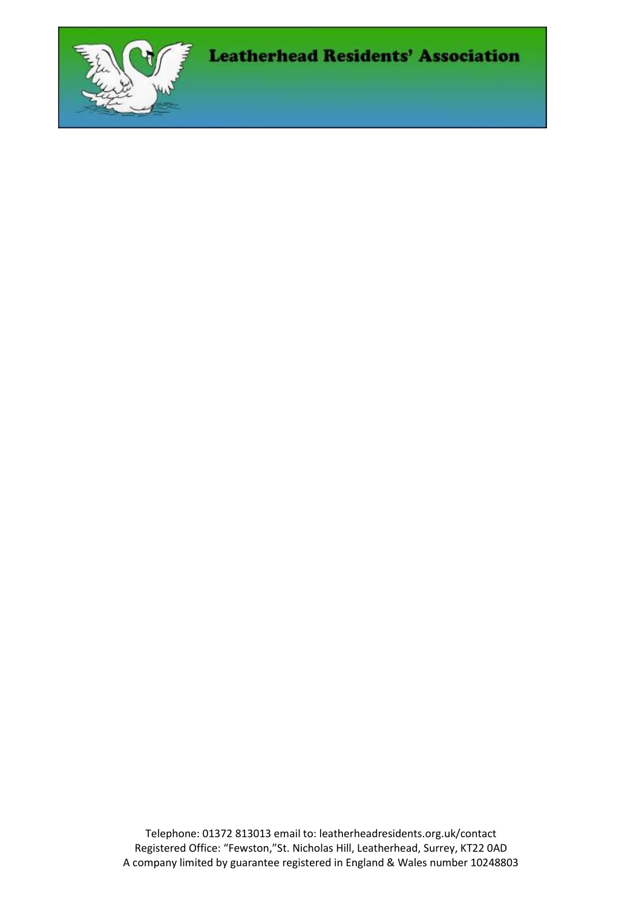# Leatherhead Residents' Association

Telephone: 01372 813013 email to: leatherheadresidents.org.uk/contact
Registered Office: "Fewston,"St. Nicholas Hill, Leatherhead, Surrey, KT22 0AD
A company limited by guarantee registered in England & Wales number 10248803